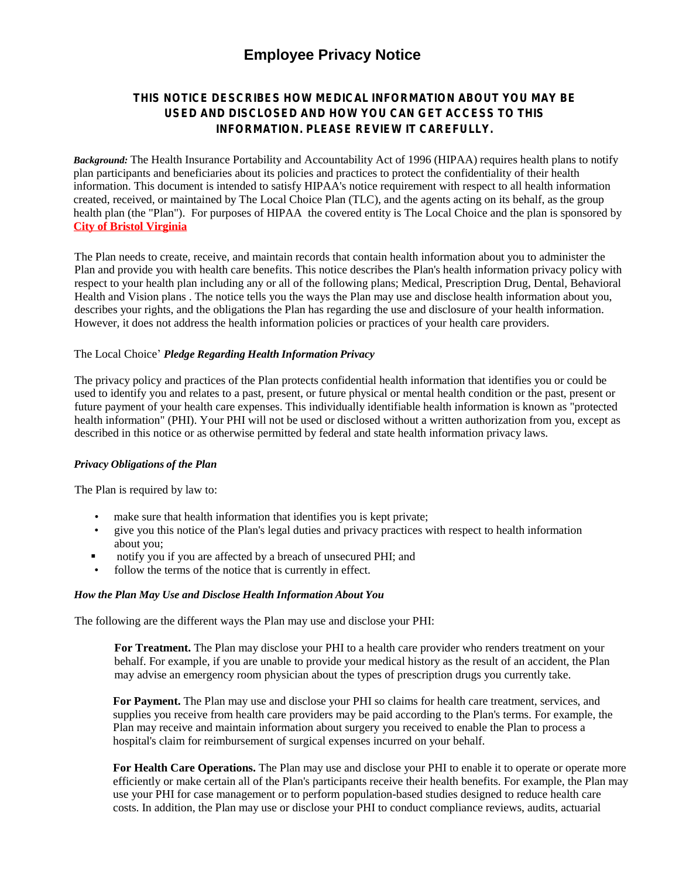# Employee Privacy Notice

**THIS NOTICE DESCRIBES HOW MEDICAL INFORMATION ABOUT YOU MAY BE USED AND DISCLOSED AND HOW YOU CAN GET ACCESS TO THIS INFORMATION. PLEASE REVIEW IT CAREFULLY.**

***Background:*** The Health Insurance Portability and Accountability Act of 1996 (HIPAA) requires health plans to notify plan participants and beneficiaries about its policies and practices to protect the confidentiality of their health information. This document is intended to satisfy HIPAA's notice requirement with respect to all health information created, received, or maintained by The Local Choice Plan (TLC), and the agents acting on its behalf, as the group health plan (the "Plan"). For purposes of HIPAA the covered entity is The Local Choice and the plan is sponsored by **City of Bristol Virginia**

The Plan needs to create, receive, and maintain records that contain health information about you to administer the Plan and provide you with health care benefits. This notice describes the Plan's health information privacy policy with respect to your health plan including any or all of the following plans; Medical, Prescription Drug, Dental, Behavioral Health and Vision plans . The notice tells you the ways the Plan may use and disclose health information about you, describes your rights, and the obligations the Plan has regarding the use and disclosure of your health information. However, it does not address the health information policies or practices of your health care providers.

The Local Choice' ***Pledge Regarding Health Information Privacy***

The privacy policy and practices of the Plan protects confidential health information that identifies you or could be used to identify you and relates to a past, present, or future physical or mental health condition or the past, present or future payment of your health care expenses. This individually identifiable health information is known as "protected health information" (PHI). Your PHI will not be used or disclosed without a written authorization from you, except as described in this notice or as otherwise permitted by federal and state health information privacy laws.

***Privacy Obligations of the Plan***

The Plan is required by law to:

- make sure that health information that identifies you is kept private;
- give you this notice of the Plan's legal duties and privacy practices with respect to health information about you;
- notify you if you are affected by a breach of unsecured PHI; and
- follow the terms of the notice that is currently in effect.

***How the Plan May Use and Disclose Health Information About You***

The following are the different ways the Plan may use and disclose your PHI:

**For Treatment.** The Plan may disclose your PHI to a health care provider who renders treatment on your behalf. For example, if you are unable to provide your medical history as the result of an accident, the Plan may advise an emergency room physician about the types of prescription drugs you currently take.

**For Payment.** The Plan may use and disclose your PHI so claims for health care treatment, services, and supplies you receive from health care providers may be paid according to the Plan's terms. For example, the Plan may receive and maintain information about surgery you received to enable the Plan to process a hospital's claim for reimbursement of surgical expenses incurred on your behalf.

**For Health Care Operations.** The Plan may use and disclose your PHI to enable it to operate or operate more efficiently or make certain all of the Plan's participants receive their health benefits. For example, the Plan may use your PHI for case management or to perform population-based studies designed to reduce health care costs. In addition, the Plan may use or disclose your PHI to conduct compliance reviews, audits, actuarial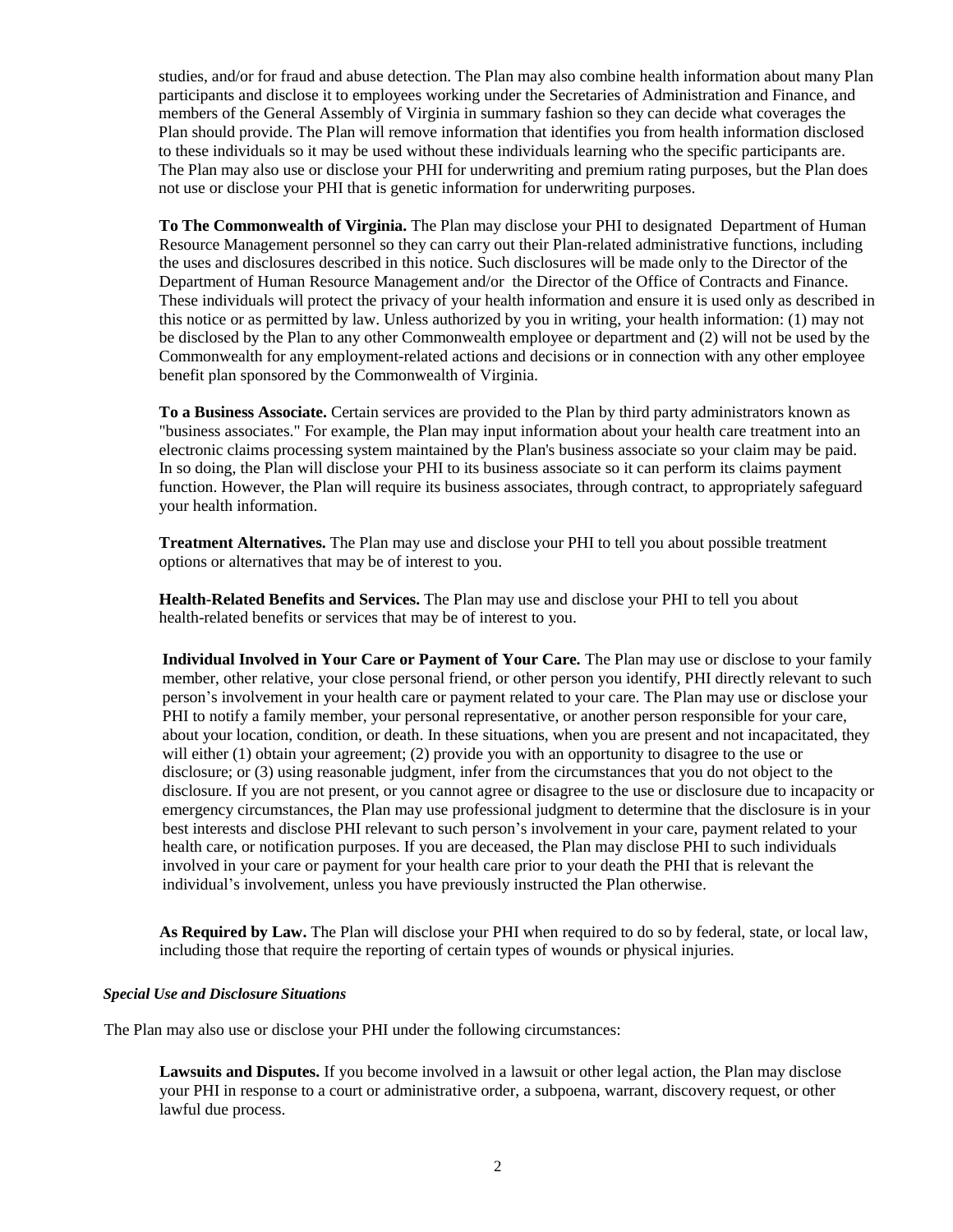studies, and/or for fraud and abuse detection. The Plan may also combine health information about many Plan participants and disclose it to employees working under the Secretaries of Administration and Finance, and members of the General Assembly of Virginia in summary fashion so they can decide what coverages the Plan should provide. The Plan will remove information that identifies you from health information disclosed to these individuals so it may be used without these individuals learning who the specific participants are. The Plan may also use or disclose your PHI for underwriting and premium rating purposes, but the Plan does not use or disclose your PHI that is genetic information for underwriting purposes.

**To The Commonwealth of Virginia.** The Plan may disclose your PHI to designated Department of Human Resource Management personnel so they can carry out their Plan-related administrative functions, including the uses and disclosures described in this notice. Such disclosures will be made only to the Director of the Department of Human Resource Management and/or the Director of the Office of Contracts and Finance. These individuals will protect the privacy of your health information and ensure it is used only as described in this notice or as permitted by law. Unless authorized by you in writing, your health information: (1) may not be disclosed by the Plan to any other Commonwealth employee or department and (2) will not be used by the Commonwealth for any employment-related actions and decisions or in connection with any other employee benefit plan sponsored by the Commonwealth of Virginia.

**To a Business Associate.** Certain services are provided to the Plan by third party administrators known as "business associates." For example, the Plan may input information about your health care treatment into an electronic claims processing system maintained by the Plan's business associate so your claim may be paid. In so doing, the Plan will disclose your PHI to its business associate so it can perform its claims payment function. However, the Plan will require its business associates, through contract, to appropriately safeguard your health information.

**Treatment Alternatives.** The Plan may use and disclose your PHI to tell you about possible treatment options or alternatives that may be of interest to you.

**Health-Related Benefits and Services.** The Plan may use and disclose your PHI to tell you about health-related benefits or services that may be of interest to you.

**Individual Involved in Your Care or Payment of Your Care.** The Plan may use or disclose to your family member, other relative, your close personal friend, or other person you identify, PHI directly relevant to such person's involvement in your health care or payment related to your care. The Plan may use or disclose your PHI to notify a family member, your personal representative, or another person responsible for your care, about your location, condition, or death. In these situations, when you are present and not incapacitated, they will either (1) obtain your agreement; (2) provide you with an opportunity to disagree to the use or disclosure; or (3) using reasonable judgment, infer from the circumstances that you do not object to the disclosure. If you are not present, or you cannot agree or disagree to the use or disclosure due to incapacity or emergency circumstances, the Plan may use professional judgment to determine that the disclosure is in your best interests and disclose PHI relevant to such person's involvement in your care, payment related to your health care, or notification purposes. If you are deceased, the Plan may disclose PHI to such individuals involved in your care or payment for your health care prior to your death the PHI that is relevant the individual's involvement, unless you have previously instructed the Plan otherwise.

**As Required by Law.** The Plan will disclose your PHI when required to do so by federal, state, or local law, including those that require the reporting of certain types of wounds or physical injuries.

***Special Use and Disclosure Situations***

The Plan may also use or disclose your PHI under the following circumstances:

**Lawsuits and Disputes.** If you become involved in a lawsuit or other legal action, the Plan may disclose your PHI in response to a court or administrative order, a subpoena, warrant, discovery request, or other lawful due process.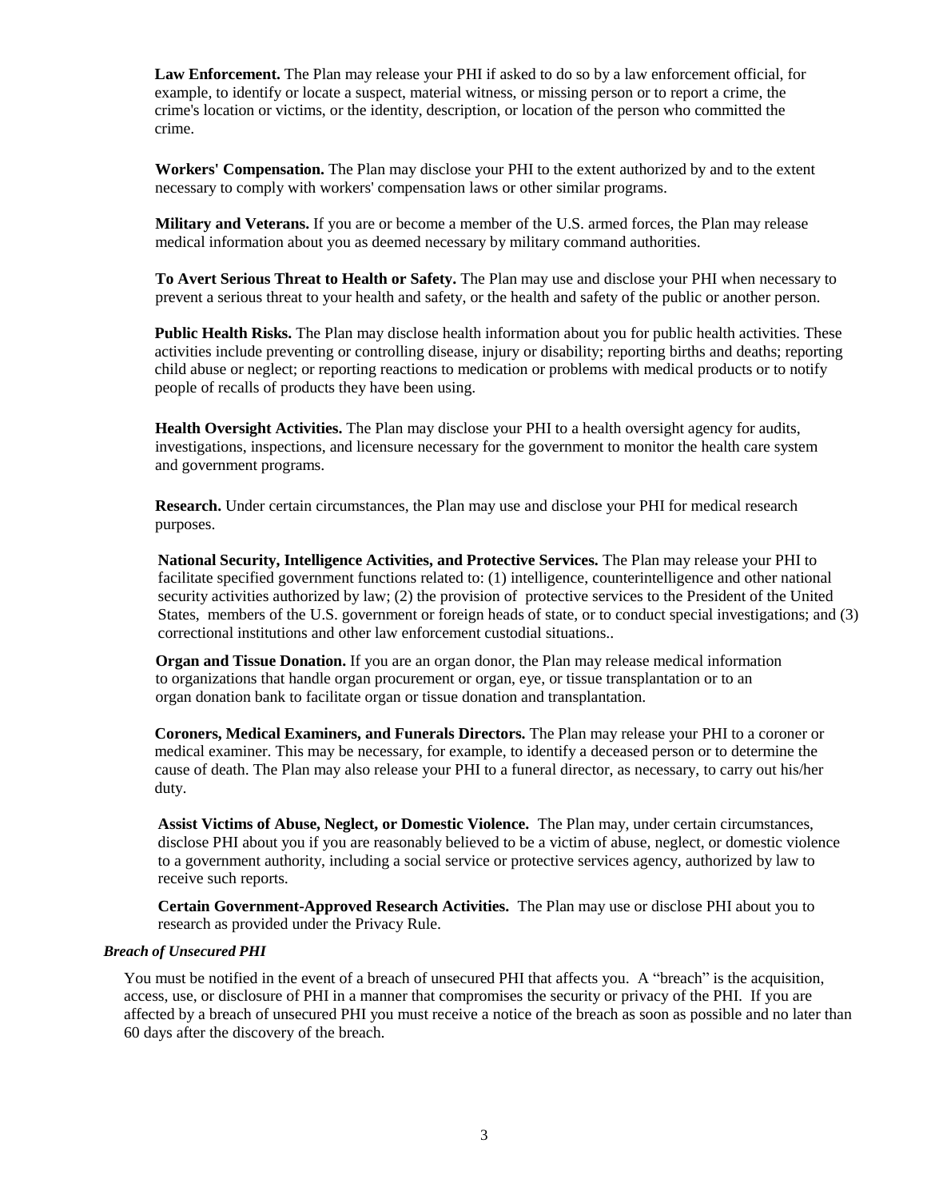**Law Enforcement.** The Plan may release your PHI if asked to do so by a law enforcement official, for example, to identify or locate a suspect, material witness, or missing person or to report a crime, the crime's location or victims, or the identity, description, or location of the person who committed the crime.

**Workers' Compensation.** The Plan may disclose your PHI to the extent authorized by and to the extent necessary to comply with workers' compensation laws or other similar programs.

**Military and Veterans.** If you are or become a member of the U.S. armed forces, the Plan may release medical information about you as deemed necessary by military command authorities.

**To Avert Serious Threat to Health or Safety.** The Plan may use and disclose your PHI when necessary to prevent a serious threat to your health and safety, or the health and safety of the public or another person.

**Public Health Risks.** The Plan may disclose health information about you for public health activities. These activities include preventing or controlling disease, injury or disability; reporting births and deaths; reporting child abuse or neglect; or reporting reactions to medication or problems with medical products or to notify people of recalls of products they have been using.

**Health Oversight Activities.** The Plan may disclose your PHI to a health oversight agency for audits, investigations, inspections, and licensure necessary for the government to monitor the health care system and government programs.

**Research.** Under certain circumstances, the Plan may use and disclose your PHI for medical research purposes.

**National Security, Intelligence Activities, and Protective Services.** The Plan may release your PHI to facilitate specified government functions related to: (1) intelligence, counterintelligence and other national security activities authorized by law; (2) the provision of protective services to the President of the United States, members of the U.S. government or foreign heads of state, or to conduct special investigations; and (3) correctional institutions and other law enforcement custodial situations..

**Organ and Tissue Donation.** If you are an organ donor, the Plan may release medical information to organizations that handle organ procurement or organ, eye, or tissue transplantation or to an organ donation bank to facilitate organ or tissue donation and transplantation.

**Coroners, Medical Examiners, and Funerals Directors.** The Plan may release your PHI to a coroner or medical examiner. This may be necessary, for example, to identify a deceased person or to determine the cause of death. The Plan may also release your PHI to a funeral director, as necessary, to carry out his/her duty.

**Assist Victims of Abuse, Neglect, or Domestic Violence.** The Plan may, under certain circumstances, disclose PHI about you if you are reasonably believed to be a victim of abuse, neglect, or domestic violence to a government authority, including a social service or protective services agency, authorized by law to receive such reports.

**Certain Government-Approved Research Activities.** The Plan may use or disclose PHI about you to research as provided under the Privacy Rule.

***Breach of Unsecured PHI***

You must be notified in the event of a breach of unsecured PHI that affects you. A "breach" is the acquisition, access, use, or disclosure of PHI in a manner that compromises the security or privacy of the PHI. If you are affected by a breach of unsecured PHI you must receive a notice of the breach as soon as possible and no later than 60 days after the discovery of the breach.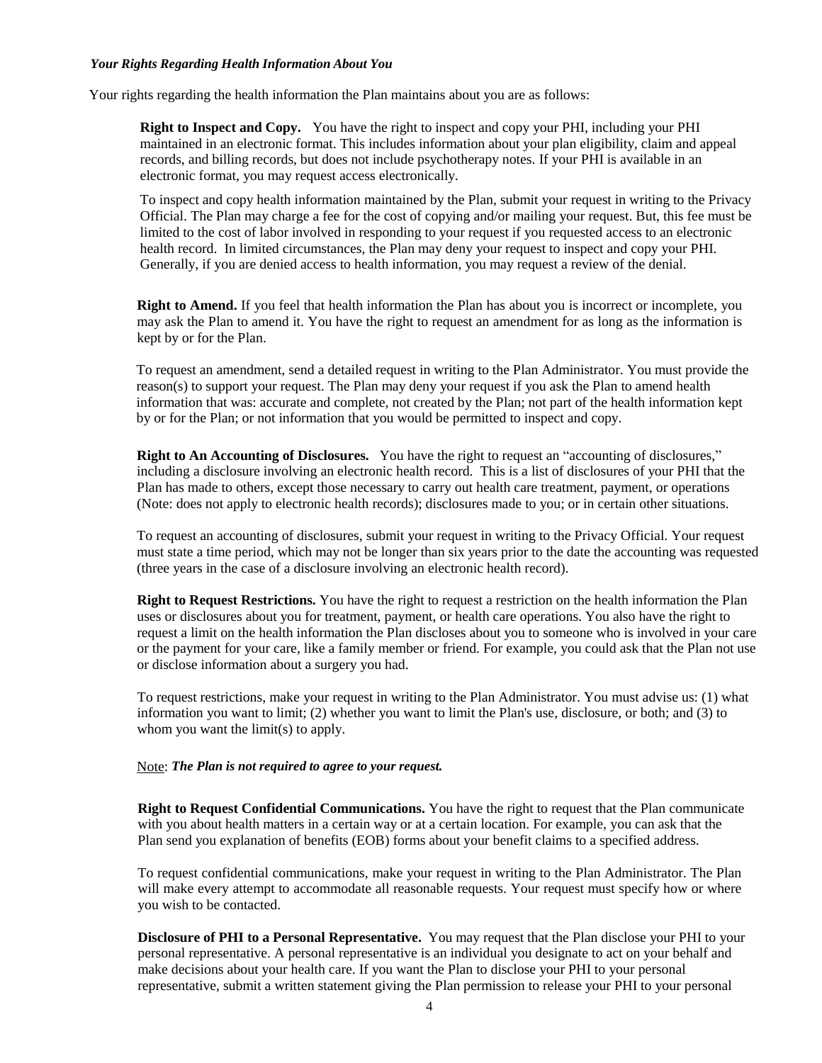***Your Rights Regarding Health Information About You***

Your rights regarding the health information the Plan maintains about you are as follows:

**Right to Inspect and Copy.** You have the right to inspect and copy your PHI, including your PHI maintained in an electronic format. This includes information about your plan eligibility, claim and appeal records, and billing records, but does not include psychotherapy notes. If your PHI is available in an electronic format, you may request access electronically.

To inspect and copy health information maintained by the Plan, submit your request in writing to the Privacy Official. The Plan may charge a fee for the cost of copying and/or mailing your request. But, this fee must be limited to the cost of labor involved in responding to your request if you requested access to an electronic health record. In limited circumstances, the Plan may deny your request to inspect and copy your PHI. Generally, if you are denied access to health information, you may request a review of the denial.

**Right to Amend.** If you feel that health information the Plan has about you is incorrect or incomplete, you may ask the Plan to amend it. You have the right to request an amendment for as long as the information is kept by or for the Plan.

To request an amendment, send a detailed request in writing to the Plan Administrator. You must provide the reason(s) to support your request. The Plan may deny your request if you ask the Plan to amend health information that was: accurate and complete, not created by the Plan; not part of the health information kept by or for the Plan; or not information that you would be permitted to inspect and copy.

**Right to An Accounting of Disclosures.** You have the right to request an "accounting of disclosures," including a disclosure involving an electronic health record. This is a list of disclosures of your PHI that the Plan has made to others, except those necessary to carry out health care treatment, payment, or operations (Note: does not apply to electronic health records); disclosures made to you; or in certain other situations.

To request an accounting of disclosures, submit your request in writing to the Privacy Official. Your request must state a time period, which may not be longer than six years prior to the date the accounting was requested (three years in the case of a disclosure involving an electronic health record).

**Right to Request Restrictions.** You have the right to request a restriction on the health information the Plan uses or disclosures about you for treatment, payment, or health care operations. You also have the right to request a limit on the health information the Plan discloses about you to someone who is involved in your care or the payment for your care, like a family member or friend. For example, you could ask that the Plan not use or disclose information about a surgery you had.

To request restrictions, make your request in writing to the Plan Administrator. You must advise us: (1) what information you want to limit; (2) whether you want to limit the Plan's use, disclosure, or both; and (3) to whom you want the limit(s) to apply.

Note: ***The Plan is not required to agree to your request.***

**Right to Request Confidential Communications.** You have the right to request that the Plan communicate with you about health matters in a certain way or at a certain location. For example, you can ask that the Plan send you explanation of benefits (EOB) forms about your benefit claims to a specified address.

To request confidential communications, make your request in writing to the Plan Administrator. The Plan will make every attempt to accommodate all reasonable requests. Your request must specify how or where you wish to be contacted.

**Disclosure of PHI to a Personal Representative.** You may request that the Plan disclose your PHI to your personal representative. A personal representative is an individual you designate to act on your behalf and make decisions about your health care. If you want the Plan to disclose your PHI to your personal representative, submit a written statement giving the Plan permission to release your PHI to your personal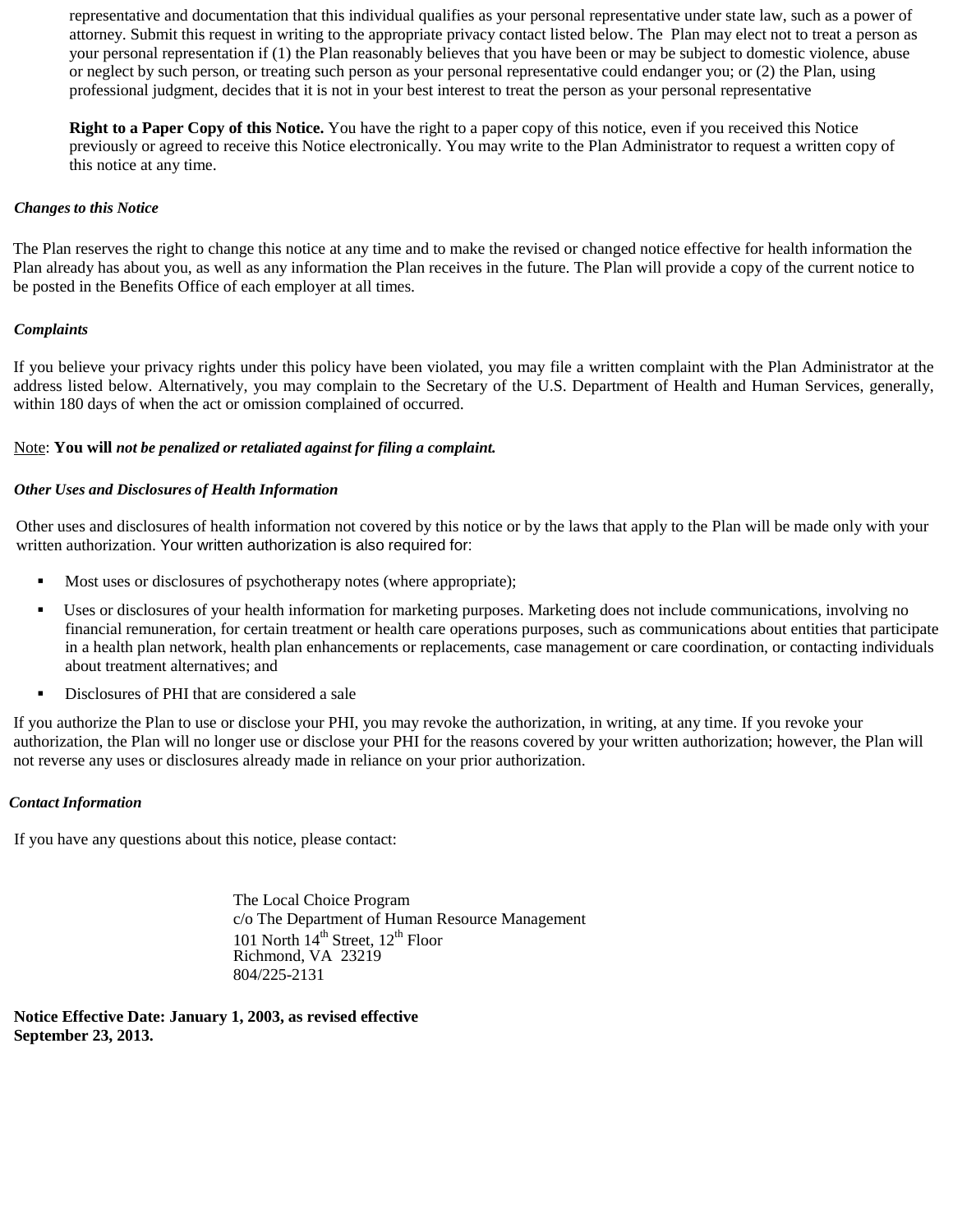representative and documentation that this individual qualifies as your personal representative under state law, such as a power of attorney. Submit this request in writing to the appropriate privacy contact listed below. The Plan may elect not to treat a person as your personal representation if (1) the Plan reasonably believes that you have been or may be subject to domestic violence, abuse or neglect by such person, or treating such person as your personal representative could endanger you; or (2) the Plan, using professional judgment, decides that it is not in your best interest to treat the person as your personal representative

**Right to a Paper Copy of this Notice.** You have the right to a paper copy of this notice, even if you received this Notice previously or agreed to receive this Notice electronically. You may write to the Plan Administrator to request a written copy of this notice at any time.

***Changes to this Notice***

The Plan reserves the right to change this notice at any time and to make the revised or changed notice effective for health information the Plan already has about you, as well as any information the Plan receives in the future. The Plan will provide a copy of the current notice to be posted in the Benefits Office of each employer at all times.

***Complaints***

If you believe your privacy rights under this policy have been violated, you may file a written complaint with the Plan Administrator at the address listed below. Alternatively, you may complain to the Secretary of the U.S. Department of Health and Human Services, generally, within 180 days of when the act or omission complained of occurred.

Note: **You will *not be penalized or retaliated against for filing a complaint.***

***Other Uses and Disclosures of Health Information***

Other uses and disclosures of health information not covered by this notice or by the laws that apply to the Plan will be made only with your written authorization. Your written authorization is also required for:

- Most uses or disclosures of psychotherapy notes (where appropriate);
- Uses or disclosures of your health information for marketing purposes. Marketing does not include communications, involving no financial remuneration, for certain treatment or health care operations purposes, such as communications about entities that participate in a health plan network, health plan enhancements or replacements, case management or care coordination, or contacting individuals about treatment alternatives; and
- Disclosures of PHI that are considered a sale

If you authorize the Plan to use or disclose your PHI, you may revoke the authorization, in writing, at any time. If you revoke your authorization, the Plan will no longer use or disclose your PHI for the reasons covered by your written authorization; however, the Plan will not reverse any uses or disclosures already made in reliance on your prior authorization.

***Contact Information***

If you have any questions about this notice, please contact:

The Local Choice Program
c/o The Department of Human Resource Management
101 North 14th Street, 12th Floor
Richmond, VA 23219
804/225-2131

**Notice Effective Date: January 1, 2003, as revised effective September 23, 2013.**